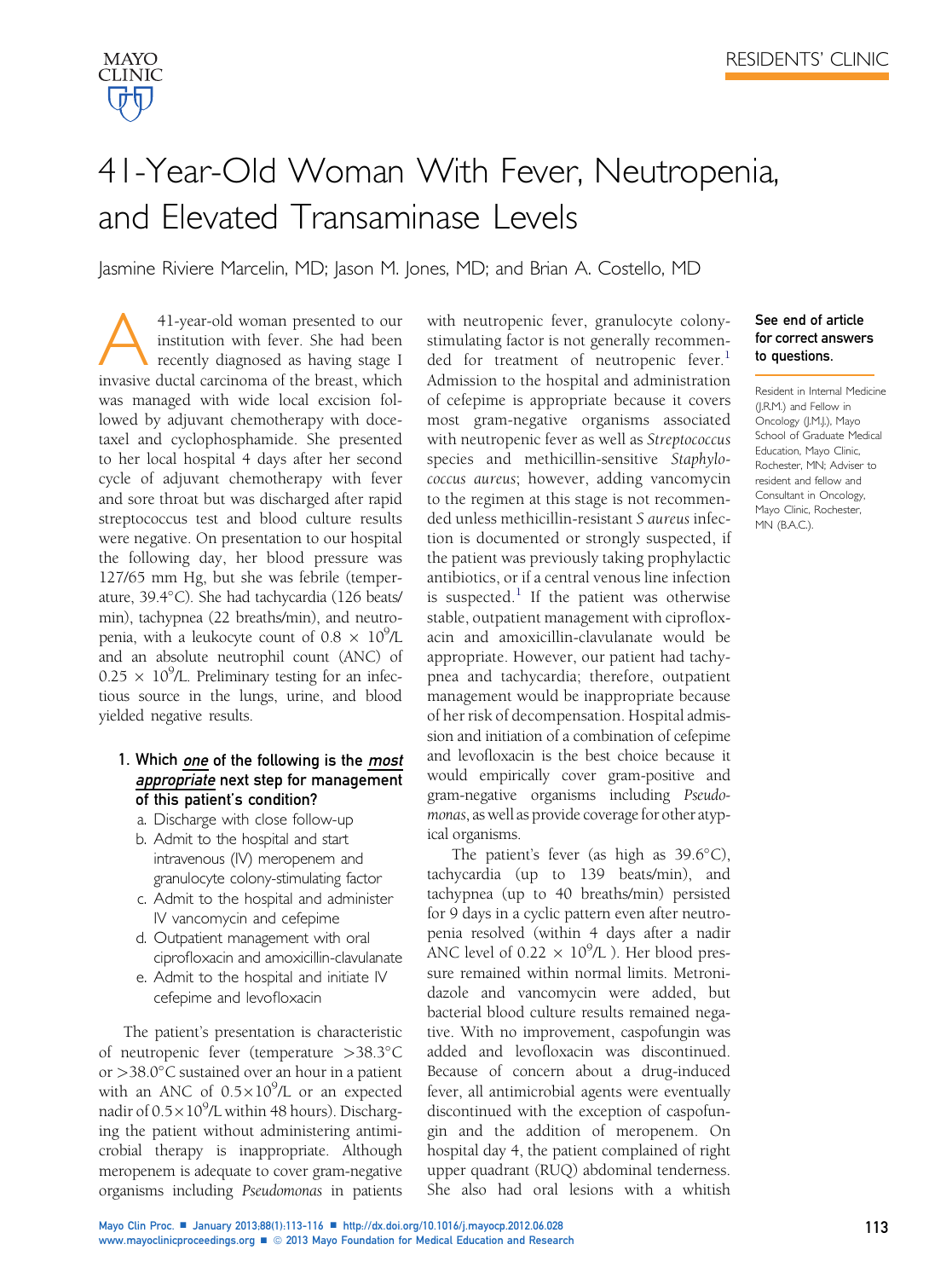# 41-Year-Old Woman With Fever, Neutropenia, and Elevated Transaminase Levels

Jasmine Riviere Marcelin, MD; Jason M. Jones, MD; and Brian A. Costello, MD

**See end of article for correct answers to questions.**

Resident in Internal Medicine (J.R.M.) and Fellow in Oncology (J.M.J.), Mayo School of Graduate Medical Education, Mayo Clinic, Rochester, MN; Adviser to resident and fellow and Consultant in Oncology, Mayo Clinic, Rochester, MN (B.A.C.).

A 41-year-old woman presented to our institution with fever. She had been recently diagnosed as having stage I invasive ductal carcinoma of the breast, which was managed with wide local excision followed by adjuvant chemotherapy with docetaxel and cyclophosphamide. She presented to her local hospital 4 days after her second cycle of adjuvant chemotherapy with fever and sore throat but was discharged after rapid streptococcus test and blood culture results were negative. On presentation to our hospital the following day, her blood pressure was 127/65 mm Hg, but she was febrile (temperature, 39.4°C). She had tachycardia (126 beats/min), tachypnea (22 breaths/min), and neutropenia, with a leukocyte count of $0.8 \times 10^9$/L and an absolute neutrophil count (ANC) of $0.25 \times 10^9$/L. Preliminary testing for an infectious source in the lungs, urine, and blood yielded negative results.

1. **Which *one* of the following is the *most appropriate* next step for management of this patient's condition?**
   a. Discharge with close follow-up
   b. Admit to the hospital and start intravenous (IV) meropenem and granulocyte colony-stimulating factor
   c. Admit to the hospital and administer IV vancomycin and cefepime
   d. Outpatient management with oral ciprofloxacin and amoxicillin-clavulanate
   e. Admit to the hospital and initiate IV cefepime and levofloxacin

The patient's presentation is characteristic of neutropenic fever (temperature >38.3°C or >38.0°C sustained over an hour in a patient with an ANC of $0.5 \times 10^9$/L or an expected nadir of $0.5 \times 10^9$/L within 48 hours). Discharging the patient without administering antimicrobial therapy is inappropriate. Although meropenem is adequate to cover gram-negative organisms including *Pseudomonas* in patients with neutropenic fever, granulocyte colony-stimulating factor is not generally recommended for treatment of neutropenic fever.[1] Admission to the hospital and administration of cefepime is appropriate because it covers most gram-negative organisms associated with neutropenic fever as well as *Streptococcus* species and methicillin-sensitive *Staphylococcus aureus*; however, adding vancomycin to the regimen at this stage is not recommended unless methicillin-resistant *S aureus* infection is documented or strongly suspected, if the patient was previously taking prophylactic antibiotics, or if a central venous line infection is suspected.[1] If the patient was otherwise stable, outpatient management with ciprofloxacin and amoxicillin-clavulanate would be appropriate. However, our patient had tachypnea and tachycardia; therefore, outpatient management would be inappropriate because of her risk of decompensation. Hospital admission and initiation of a combination of cefepime and levofloxacin is the best choice because it would empirically cover gram-positive and gram-negative organisms including *Pseudomonas*, as well as provide coverage for other atypical organisms.

The patient's fever (as high as 39.6°C), tachycardia (up to 139 beats/min), and tachypnea (up to 40 breaths/min) persisted for 9 days in a cyclic pattern even after neutropenia resolved (within 4 days after a nadir ANC level of $0.22 \times 10^9$/L ). Her blood pressure remained within normal limits. Metronidazole and vancomycin were added, but bacterial blood culture results remained negative. With no improvement, caspofungin was added and levofloxacin was discontinued. Because of concern about a drug-induced fever, all antimicrobial agents were eventually discontinued with the exception of caspofungin and the addition of meropenem. On hospital day 4, the patient complained of right upper quadrant (RUQ) abdominal tenderness. She also had oral lesions with a whitish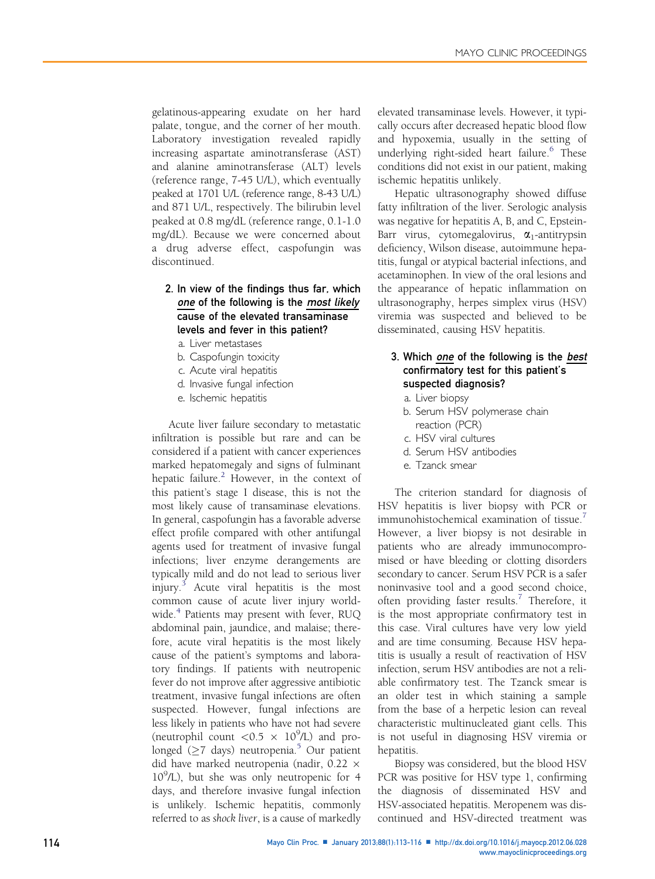gelatinous-appearing exudate on her hard palate, tongue, and the corner of her mouth. Laboratory investigation revealed rapidly increasing aspartate aminotransferase (AST) and alanine aminotransferase (ALT) levels (reference range, 7-45 U/L), which eventually peaked at 1701 U/L (reference range, 8-43 U/L) and 871 U/L, respectively. The bilirubin level peaked at 0.8 mg/dL (reference range, 0.1-1.0 mg/dL). Because we were concerned about a drug adverse effect, caspofungin was discontinued.

**2. In view of the findings thus far, which *one* of the following is the *most likely* cause of the elevated transaminase levels and fever in this patient?**

a. Liver metastases
b. Caspofungin toxicity
c. Acute viral hepatitis
d. Invasive fungal infection
e. Ischemic hepatitis

Acute liver failure secondary to metastatic infiltration is possible but rare and can be considered if a patient with cancer experiences marked hepatomegaly and signs of fulminant hepatic failure.[2] However, in the context of this patient's stage I disease, this is not the most likely cause of transaminase elevations. In general, caspofungin has a favorable adverse effect profile compared with other antifungal agents used for treatment of invasive fungal infections; liver enzyme derangements are typically mild and do not lead to serious liver injury.[3] Acute viral hepatitis is the most common cause of acute liver injury worldwide.[4] Patients may present with fever, RUQ abdominal pain, jaundice, and malaise; therefore, acute viral hepatitis is the most likely cause of the patient's symptoms and laboratory findings. If patients with neutropenic fever do not improve after aggressive antibiotic treatment, invasive fungal infections are often suspected. However, fungal infections are less likely in patients who have not had severe (neutrophil count $<0.5 \times 10^9$/L) and prolonged ($\geq$7 days) neutropenia.[5] Our patient did have marked neutropenia (nadir, $0.22 \times 10^9$/L), but she was only neutropenic for 4 days, and therefore invasive fungal infection is unlikely. Ischemic hepatitis, commonly referred to as *shock liver*, is a cause of markedly elevated transaminase levels. However, it typically occurs after decreased hepatic blood flow and hypoxemia, usually in the setting of underlying right-sided heart failure.[6] These conditions did not exist in our patient, making ischemic hepatitis unlikely.

Hepatic ultrasonography showed diffuse fatty infiltration of the liver. Serologic analysis was negative for hepatitis A, B, and C, Epstein-Barr virus, cytomegalovirus, $\alpha_1$-antitrypsin deficiency, Wilson disease, autoimmune hepatitis, fungal or atypical bacterial infections, and acetaminophen. In view of the oral lesions and the appearance of hepatic inflammation on ultrasonography, herpes simplex virus (HSV) viremia was suspected and believed to be disseminated, causing HSV hepatitis.

**3. Which *one* of the following is the *best* confirmatory test for this patient's suspected diagnosis?**

a. Liver biopsy
b. Serum HSV polymerase chain reaction (PCR)
c. HSV viral cultures
d. Serum HSV antibodies
e. Tzanck smear

The criterion standard for diagnosis of HSV hepatitis is liver biopsy with PCR or immunohistochemical examination of tissue.[7] However, a liver biopsy is not desirable in patients who are already immunocompromised or have bleeding or clotting disorders secondary to cancer. Serum HSV PCR is a safer noninvasive tool and a good second choice, often providing faster results.[7] Therefore, it is the most appropriate confirmatory test in this case. Viral cultures have very low yield and are time consuming. Because HSV hepatitis is usually a result of reactivation of HSV infection, serum HSV antibodies are not a reliable confirmatory test. The Tzanck smear is an older test in which staining a sample from the base of a herpetic lesion can reveal characteristic multinucleated giant cells. This is not useful in diagnosing HSV viremia or hepatitis.

Biopsy was considered, but the blood HSV PCR was positive for HSV type 1, confirming the diagnosis of disseminated HSV and HSV-associated hepatitis. Meropenem was discontinued and HSV-directed treatment was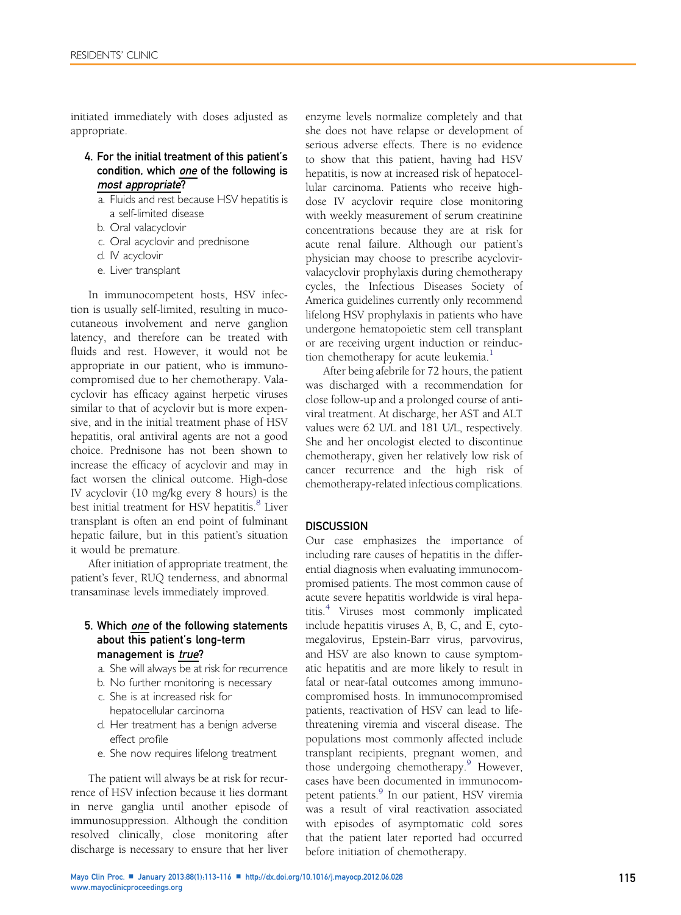initiated immediately with doses adjusted as appropriate.

**4. For the initial treatment of this patient's condition, which *one* of the following is *most appropriate*?**

a. Fluids and rest because HSV hepatitis is a self-limited disease
b. Oral valacyclovir
c. Oral acyclovir and prednisone
d. IV acyclovir
e. Liver transplant

In immunocompetent hosts, HSV infection is usually self-limited, resulting in mucocutaneous involvement and nerve ganglion latency, and therefore can be treated with fluids and rest. However, it would not be appropriate in our patient, who is immunocompromised due to her chemotherapy. Valacyclovir has efficacy against herpetic viruses similar to that of acyclovir but is more expensive, and in the initial treatment phase of HSV hepatitis, oral antiviral agents are not a good choice. Prednisone has not been shown to increase the efficacy of acyclovir and may in fact worsen the clinical outcome. High-dose IV acyclovir (10 mg/kg every 8 hours) is the best initial treatment for HSV hepatitis.[8] Liver transplant is often an end point of fulminant hepatic failure, but in this patient's situation it would be premature.

After initiation of appropriate treatment, the patient's fever, RUQ tenderness, and abnormal transaminase levels immediately improved.

**5. Which *one* of the following statements about this patient's long-term management is *true*?**

a. She will always be at risk for recurrence
b. No further monitoring is necessary
c. She is at increased risk for hepatocellular carcinoma
d. Her treatment has a benign adverse effect profile
e. She now requires lifelong treatment

The patient will always be at risk for recurrence of HSV infection because it lies dormant in nerve ganglia until another episode of immunosuppression. Although the condition resolved clinically, close monitoring after discharge is necessary to ensure that her liver enzyme levels normalize completely and that she does not have relapse or development of serious adverse effects. There is no evidence to show that this patient, having had HSV hepatitis, is now at increased risk of hepatocellular carcinoma. Patients who receive high-dose IV acyclovir require close monitoring with weekly measurement of serum creatinine concentrations because they are at risk for acute renal failure. Although our patient's physician may choose to prescribe acyclovir-valacyclovir prophylaxis during chemotherapy cycles, the Infectious Diseases Society of America guidelines currently only recommend lifelong HSV prophylaxis in patients who have undergone hematopoietic stem cell transplant or are receiving urgent induction or reinduction chemotherapy for acute leukemia.[1]

After being afebrile for 72 hours, the patient was discharged with a recommendation for close follow-up and a prolonged course of antiviral treatment. At discharge, her AST and ALT values were 62 U/L and 181 U/L, respectively. She and her oncologist elected to discontinue chemotherapy, given her relatively low risk of cancer recurrence and the high risk of chemotherapy-related infectious complications.

## DISCUSSION

Our case emphasizes the importance of including rare causes of hepatitis in the differential diagnosis when evaluating immunocompromised patients. The most common cause of acute severe hepatitis worldwide is viral hepatitis.[4] Viruses most commonly implicated include hepatitis viruses A, B, C, and E, cytomegalovirus, Epstein-Barr virus, parvovirus, and HSV are also known to cause symptomatic hepatitis and are more likely to result in fatal or near-fatal outcomes among immunocompromised hosts. In immunocompromised patients, reactivation of HSV can lead to life-threatening viremia and visceral disease. The populations most commonly affected include transplant recipients, pregnant women, and those undergoing chemotherapy.[9] However, cases have been documented in immunocompetent patients.[9] In our patient, HSV viremia was a result of viral reactivation associated with episodes of asymptomatic cold sores that the patient later reported had occurred before initiation of chemotherapy.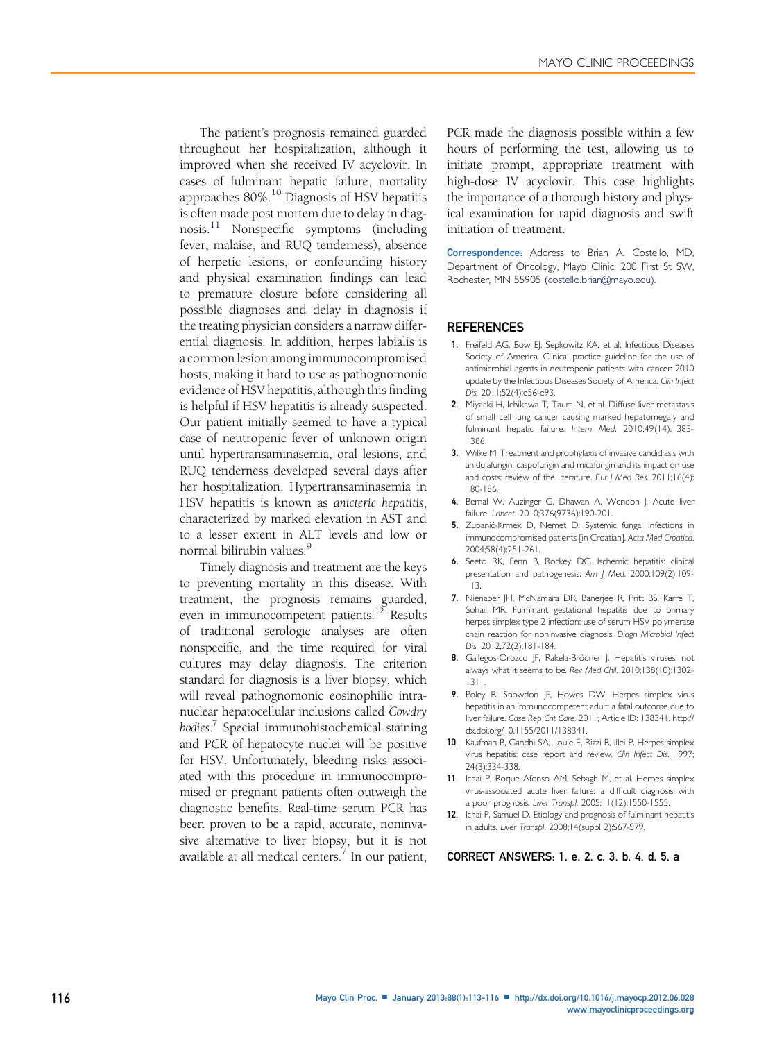The patient's prognosis remained guarded throughout her hospitalization, although it improved when she received IV acyclovir. In cases of fulminant hepatic failure, mortality approaches 80%.[10] Diagnosis of HSV hepatitis is often made post mortem due to delay in diagnosis.[11] Nonspecific symptoms (including fever, malaise, and RUQ tenderness), absence of herpetic lesions, or confounding history and physical examination findings can lead to premature closure before considering all possible diagnoses and delay in diagnosis if the treating physician considers a narrow differential diagnosis. In addition, herpes labialis is a common lesion among immunocompromised hosts, making it hard to use as pathognomonic evidence of HSV hepatitis, although this finding is helpful if HSV hepatitis is already suspected. Our patient initially seemed to have a typical case of neutropenic fever of unknown origin until hypertransaminasemia, oral lesions, and RUQ tenderness developed several days after her hospitalization. Hypertransaminasemia in HSV hepatitis is known as *anicteric hepatitis*, characterized by marked elevation in AST and to a lesser extent in ALT levels and low or normal bilirubin values.[9]

Timely diagnosis and treatment are the keys to preventing mortality in this disease. With treatment, the prognosis remains guarded, even in immunocompetent patients.[12] Results of traditional serologic analyses are often nonspecific, and the time required for viral cultures may delay diagnosis. The criterion standard for diagnosis is a liver biopsy, which will reveal pathognomonic eosinophilic intranuclear hepatocellular inclusions called *Cowdry bodies*.[7] Special immunohistochemical staining and PCR of hepatocyte nuclei will be positive for HSV. Unfortunately, bleeding risks associated with this procedure in immunocompromised or pregnant patients often outweigh the diagnostic benefits. Real-time serum PCR has been proven to be a rapid, accurate, noninvasive alternative to liver biopsy, but it is not available at all medical centers.[7] In our patient, PCR made the diagnosis possible within a few hours of performing the test, allowing us to initiate prompt, appropriate treatment with high-dose IV acyclovir. This case highlights the importance of a thorough history and physical examination for rapid diagnosis and swift initiation of treatment.

**Correspondence:** Address to Brian A. Costello, MD, Department of Oncology, Mayo Clinic, 200 First St SW, Rochester, MN 55905 (costello.brian@mayo.edu).

## REFERENCES

1. Freifeld AG, Bow EJ, Sepkowitz KA, et al; Infectious Diseases Society of America. Clinical practice guideline for the use of antimicrobial agents in neutropenic patients with cancer: 2010 update by the Infectious Diseases Society of America. *Clin Infect Dis.* 2011;52(4):e56-e93.
2. Miyaaki H, Ichikawa T, Taura N, et al. Diffuse liver metastasis of small cell lung cancer causing marked hepatomegaly and fulminant hepatic failure. *Intern Med.* 2010;49(14):1383-1386.
3. Wilke M. Treatment and prophylaxis of invasive candidiasis with anidulafungin, caspofungin and micafungin and its impact on use and costs: review of the literature. *Eur J Med Res.* 2011;16(4):180-186.
4. Bernal W, Auzinger G, Dhawan A, Wendon J. Acute liver failure. *Lancet.* 2010;376(9736):190-201.
5. Zupanić-Krmek D, Nemet D. Systemic fungal infections in immunocompromised patients [in Croatian]. *Acta Med Croatica.* 2004;58(4):251-261.
6. Seeto RK, Fenn B, Rockey DC. Ischemic hepatitis: clinical presentation and pathogenesis. *Am J Med.* 2000;109(2):109-113.
7. Nienaber JH, McNamara DR, Banerjee R, Pritt BS, Karre T, Sohail MR. Fulminant gestational hepatitis due to primary herpes simplex type 2 infection: use of serum HSV polymerase chain reaction for noninvasive diagnosis. *Diagn Microbiol Infect Dis.* 2012;72(2):181-184.
8. Gallegos-Orozco JF, Rakela-Brödner J. Hepatitis viruses: not always what it seems to be. *Rev Med Chil.* 2010;138(10):1302-1311.
9. Poley R, Snowdon JF, Howes DW. Herpes simplex virus hepatitis in an immunocompetent adult: a fatal outcome due to liver failure. *Case Rep Crit Care.* 2011; Article ID: 138341. http://dx.doi.org/10.1155/2011/138341.
10. Kaufman B, Gandhi SA, Louie E, Rizzi R, Illei P. Herpes simplex virus hepatitis: case report and review. *Clin Infect Dis.* 1997; 24(3):334-338.
11. Ichai P, Roque Afonso AM, Sebagh M, et al. Herpes simplex virus-associated acute liver failure: a difficult diagnosis with a poor prognosis. *Liver Transpl.* 2005;11(12):1550-1555.
12. Ichai P, Samuel D. Etiology and prognosis of fulminant hepatitis in adults. *Liver Transpl.* 2008;14(suppl 2):S67-S79.

**CORRECT ANSWERS: 1. e. 2. c. 3. b. 4. d. 5. a**